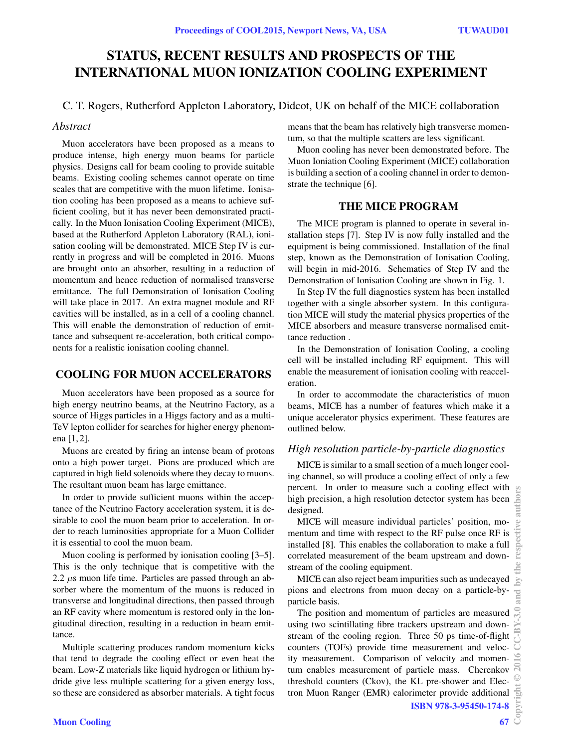# STATUS, RECENT RESULTS AND PROSPECTS OF THE INTERNATIONAL MUON IONIZATION COOLING EXPERIMENT

C. T. Rogers, Rutherford Appleton Laboratory, Didcot, UK on behalf of the MICE collaboration

## *Abstract*

Muon accelerators have been proposed as a means to produce intense, high energy muon beams for particle physics. Designs call for beam cooling to provide suitable beams. Existing cooling schemes cannot operate on time scales that are competitive with the muon lifetime. Ionisation cooling has been proposed as a means to achieve sufficient cooling, but it has never been demonstrated practically. In the Muon Ionisation Cooling Experiment (MICE), based at the Rutherford Appleton Laboratory (RAL), ionisation cooling will be demonstrated. MICE Step IV is currently in progress and will be completed in 2016. Muons are brought onto an absorber, resulting in a reduction of momentum and hence reduction of normalised transverse emittance. The full Demonstration of Ionisation Cooling will take place in 2017. An extra magnet module and RF cavities will be installed, as in a cell of a cooling channel. This will enable the demonstration of reduction of emittance and subsequent re-acceleration, both critical components for a realistic ionisation cooling channel.

## COOLING FOR MUON ACCELERATORS

Muon accelerators have been proposed as a source for high energy neutrino beams, at the Neutrino Factory, as a source of Higgs particles in a Higgs factory and as a multi-TeV lepton collider for searches for higher energy phenomena [1, 2].

Muons are created by firing an intense beam of protons onto a high power target. Pions are produced which are captured in high field solenoids where they decay to muons. The resultant muon beam has large emittance.

In order to provide sufficient muons within the acceptance of the Neutrino Factory acceleration system, it is desirable to cool the muon beam prior to acceleration. In order to reach luminosities appropriate for a Muon Collider it is essential to cool the muon beam.

Muon cooling is performed by ionisation cooling [3–5]. This is the only technique that is competitive with the 2.2 $\mu$s muon life time. Particles are passed through an absorber where the momentum of the muons is reduced in transverse and longitudinal directions, then passed through an RF cavity where momentum is restored only in the longitudinal direction, resulting in a reduction in beam emittance.

Multiple scattering produces random momentum kicks that tend to degrade the cooling effect or even heat the beam. Low-Z materials like liquid hydrogen or lithium hydride give less multiple scattering for a given energy loss, so these are considered as absorber materials. A tight focus means that the beam has relatively high transverse momentum, so that the multiple scatters are less significant.

Muon cooling has never been demonstrated before. The Muon Ioniation Cooling Experiment (MICE) collaboration is building a section of a cooling channel in order to demonstrate the technique [6].

## THE MICE PROGRAM

The MICE program is planned to operate in several installation steps [7]. Step IV is now fully installed and the equipment is being commissioned. Installation of the final step, known as the Demonstration of Ionisation Cooling, will begin in mid-2016. Schematics of Step IV and the Demonstration of Ionisation Cooling are shown in Fig. 1.

In Step IV the full diagnostics system has been installed together with a single absorber system. In this configuration MICE will study the material physics properties of the MICE absorbers and measure transverse normalised emittance reduction .

In the Demonstration of Ionisation Cooling, a cooling cell will be installed including RF equipment. This will enable the measurement of ionisation cooling with reacceleration.

In order to accommodate the characteristics of muon beams, MICE has a number of features which make it a unique accelerator physics experiment. These features are outlined below.

### *High resolution particle-by-particle diagnostics*

MICE is similar to a small section of a much longer cooling channel, so will produce a cooling effect of only a few percent. In order to measure such a cooling effect with high precision, a high resolution detector system has been designed.

MICE will measure individual particles' position, momentum and time with respect to the RF pulse once RF is installed [8]. This enables the collaboration to make a full correlated measurement of the beam upstream and downstream of the cooling equipment.

MICE can also reject beam impurities such as undecayed pions and electrons from muon decay on a particle-by-particle basis.

The position and momentum of particles are measured using two scintillating fibre trackers upstream and downstream of the cooling region. Three 50 ps time-of-flight counters (TOFs) provide time measurement and velocity measurement. Comparison of velocity and momentum enables measurement of particle mass. Cherenkov threshold counters (Ckov), the KL pre-shower and Electron Muon Ranger (EMR) calorimeter provide additional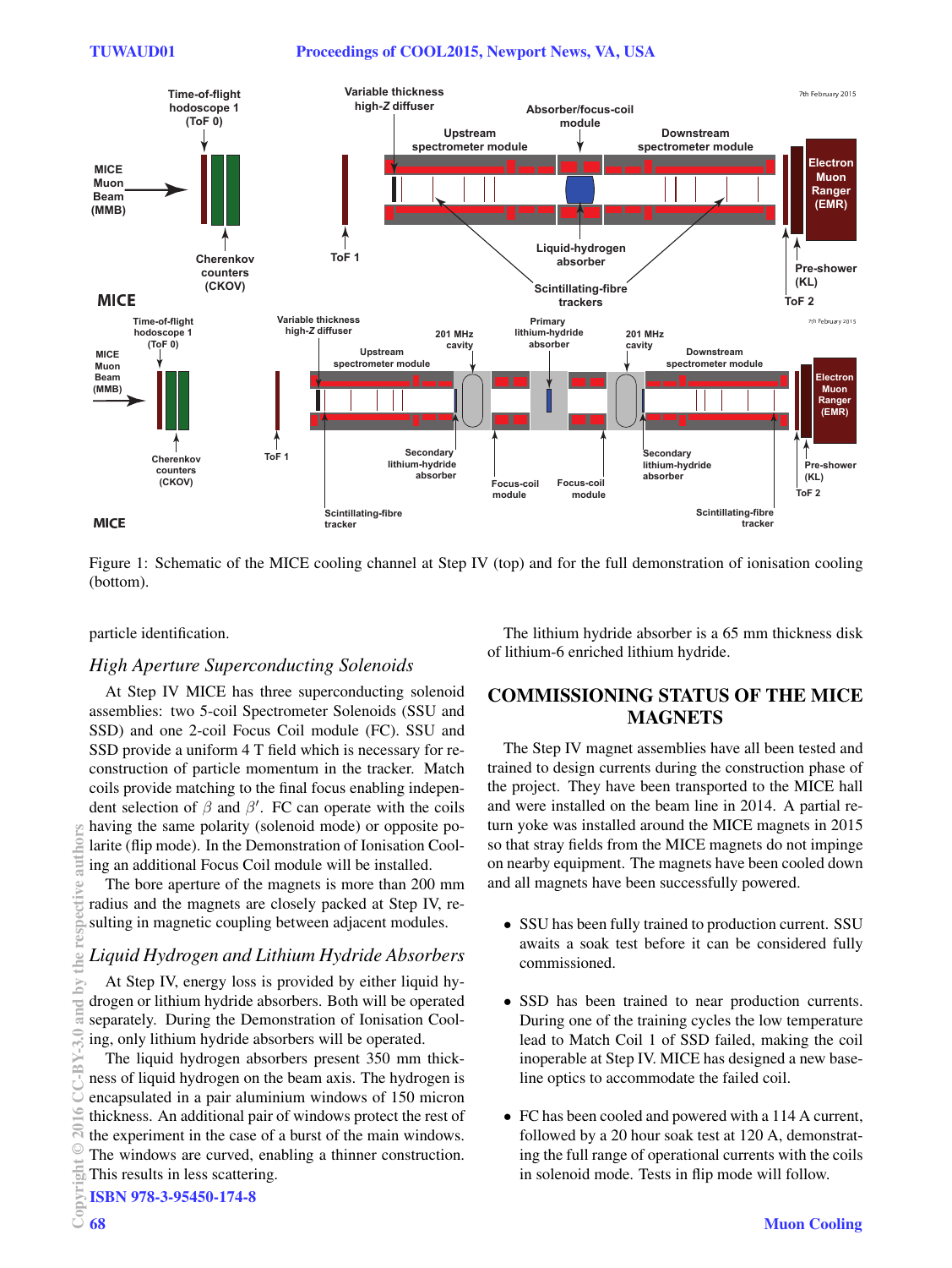Figure 1: Schematic of the MICE cooling channel at Step IV (top) and for the full demonstration of ionisation cooling (bottom).

particle identification.

### *High Aperture Superconducting Solenoids*

At Step IV MICE has three superconducting solenoid assemblies: two 5-coil Spectrometer Solenoids (SSU and SSD) and one 2-coil Focus Coil module (FC). SSU and SSD provide a uniform 4 T field which is necessary for reconstruction of particle momentum in the tracker. Match coils provide matching to the final focus enabling independent selection of $\beta$ and $\beta'$. FC can operate with the coils having the same polarity (solenoid mode) or opposite polarite (flip mode). In the Demonstration of Ionisation Cooling an additional Focus Coil module will be installed.

The bore aperture of the magnets is more than 200 mm radius and the magnets are closely packed at Step IV, resulting in magnetic coupling between adjacent modules.

### *Liquid Hydrogen and Lithium Hydride Absorbers*

At Step IV, energy loss is provided by either liquid hydrogen or lithium hydride absorbers. Both will be operated separately. During the Demonstration of Ionisation Cooling, only lithium hydride absorbers will be operated.

The liquid hydrogen absorbers present 350 mm thickness of liquid hydrogen on the beam axis. The hydrogen is encapsulated in a pair aluminium windows of 150 micron thickness. An additional pair of windows protect the rest of the experiment in the case of a burst of the main windows. The windows are curved, enabling a thinner construction. This results in less scattering.

The lithium hydride absorber is a 65 mm thickness disk of lithium-6 enriched lithium hydride.

## COMMISSIONING STATUS OF THE MICE MAGNETS

The Step IV magnet assemblies have all been tested and trained to design currents during the construction phase of the project. They have been transported to the MICE hall and were installed on the beam line in 2014. A partial return yoke was installed around the MICE magnets in 2015 so that stray fields from the MICE magnets do not impinge on nearby equipment. The magnets have been cooled down and all magnets have been successfully powered.

- SSU has been fully trained to production current. SSU awaits a soak test before it can be considered fully commissioned.
- SSD has been trained to near production currents. During one of the training cycles the low temperature lead to Match Coil 1 of SSD failed, making the coil inoperable at Step IV. MICE has designed a new baseline optics to accommodate the failed coil.
- FC has been cooled and powered with a 114 A current, followed by a 20 hour soak test at 120 A, demonstrating the full range of operational currents with the coils in solenoid mode. Tests in flip mode will follow.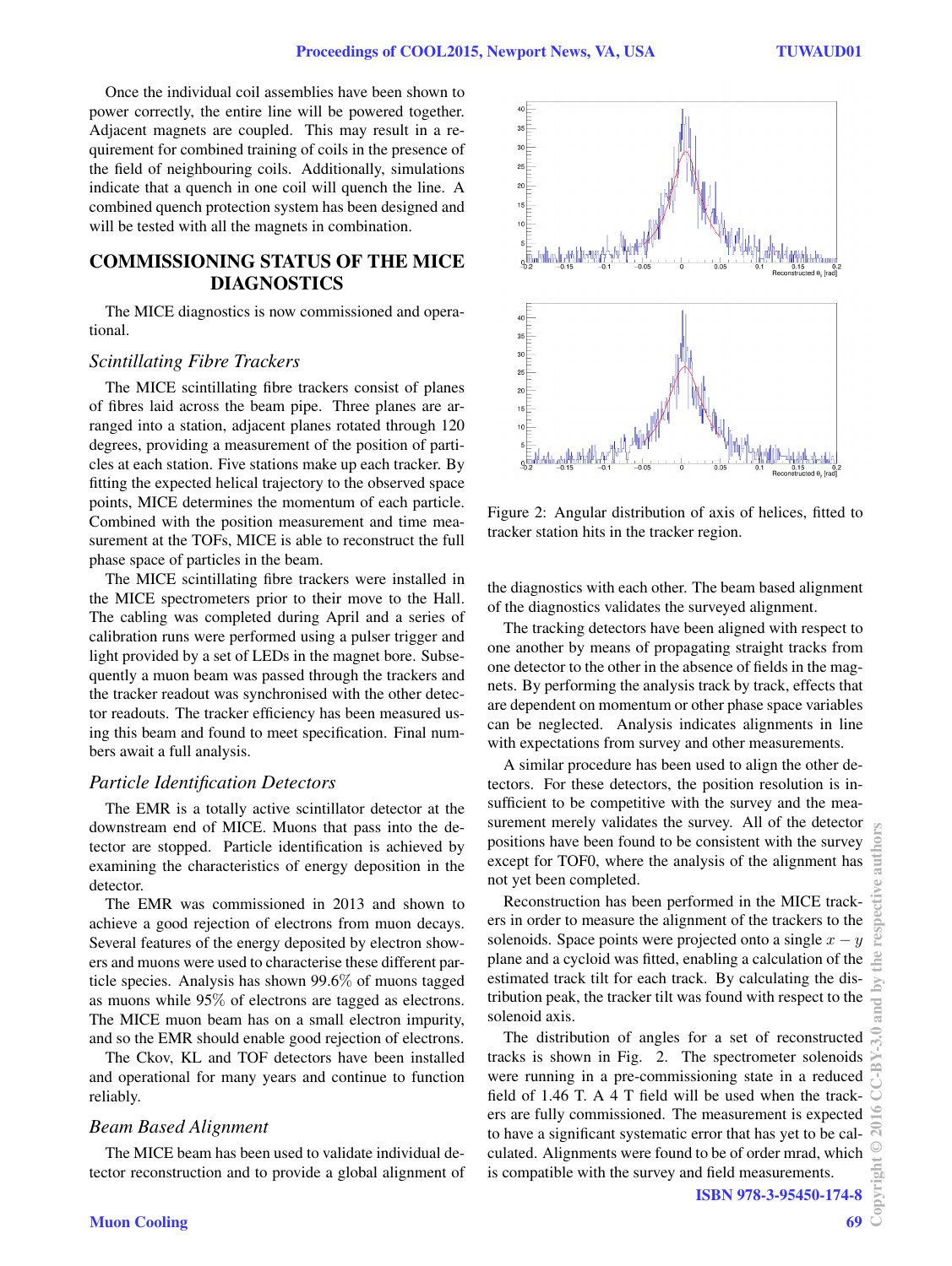Once the individual coil assemblies have been shown to power correctly, the entire line will be powered together. Adjacent magnets are coupled. This may result in a requirement for combined training of coils in the presence of the field of neighbouring coils. Additionally, simulations indicate that a quench in one coil will quench the line. A combined quench protection system has been designed and will be tested with all the magnets in combination.

## COMMISSIONING STATUS OF THE MICE DIAGNOSTICS

The MICE diagnostics is now commissioned and operational.

### *Scintillating Fibre Trackers*

The MICE scintillating fibre trackers consist of planes of fibres laid across the beam pipe. Three planes are arranged into a station, adjacent planes rotated through 120 degrees, providing a measurement of the position of particles at each station. Five stations make up each tracker. By fitting the expected helical trajectory to the observed space points, MICE determines the momentum of each particle. Combined with the position measurement and time measurement at the TOFs, MICE is able to reconstruct the full phase space of particles in the beam.

The MICE scintillating fibre trackers were installed in the MICE spectrometers prior to their move to the Hall. The cabling was completed during April and a series of calibration runs were performed using a pulser trigger and light provided by a set of LEDs in the magnet bore. Subsequently a muon beam was passed through the trackers and the tracker readout was synchronised with the other detector readouts. The tracker efficiency has been measured using this beam and found to meet specification. Final numbers await a full analysis.

### *Particle Identification Detectors*

The EMR is a totally active scintillator detector at the downstream end of MICE. Muons that pass into the detector are stopped. Particle identification is achieved by examining the characteristics of energy deposition in the detector.

The EMR was commissioned in 2013 and shown to achieve a good rejection of electrons from muon decays. Several features of the energy deposited by electron showers and muons were used to characterise these different particle species. Analysis has shown 99.6% of muons tagged as muons while 95% of electrons are tagged as electrons. The MICE muon beam has on a small electron impurity, and so the EMR should enable good rejection of electrons.

The Ckov, KL and TOF detectors have been installed and operational for many years and continue to function reliably.

### *Beam Based Alignment*

The MICE beam has been used to validate individual detector reconstruction and to provide a global alignment of the diagnostics with each other. The beam based alignment of the diagnostics validates the surveyed alignment.

The tracking detectors have been aligned with respect to one another by means of propagating straight tracks from one detector to the other in the absence of fields in the magnets. By performing the analysis track by track, effects that are dependent on momentum or other phase space variables can be neglected. Analysis indicates alignments in line with expectations from survey and other measurements.

A similar procedure has been used to align the other detectors. For these detectors, the position resolution is insufficient to be competitive with the survey and the measurement merely validates the survey. All of the detector positions have been found to be consistent with the survey except for TOF0, where the analysis of the alignment has not yet been completed.

Reconstruction has been performed in the MICE trackers in order to measure the alignment of the trackers to the solenoids. Space points were projected onto a single $x - y$ plane and a cycloid was fitted, enabling a calculation of the estimated track tilt for each track. By calculating the distribution peak, the tracker tilt was found with respect to the solenoid axis.

The distribution of angles for a set of reconstructed tracks is shown in Fig. 2. The spectrometer solenoids were running in a pre-commissioning state in a reduced field of 1.46 T. A 4 T field will be used when the trackers are fully commissioned. The measurement is expected to have a significant systematic error that has yet to be calculated. Alignments were found to be of order mrad, which is compatible with the survey and field measurements.

Figure 2: Angular distribution of axis of helices, fitted to tracker station hits in the tracker region.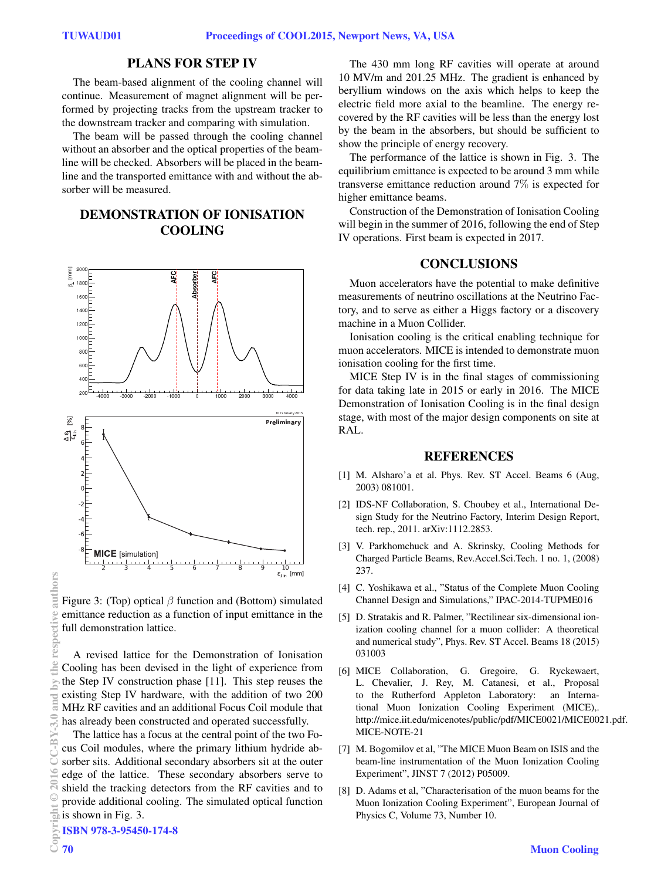## PLANS FOR STEP IV

The beam-based alignment of the cooling channel will continue. Measurement of magnet alignment will be performed by projecting tracks from the upstream tracker to the downstream tracker and comparing with simulation.

The beam will be passed through the cooling channel without an absorber and the optical properties of the beamline will be checked. Absorbers will be placed in the beamline and the transported emittance with and without the absorber will be measured.

## DEMONSTRATION OF IONISATION COOLING

Figure 3: (Top) optical $\beta$ function and (Bottom) simulated emittance reduction as a function of input emittance in the full demonstration lattice.

A revised lattice for the Demonstration of Ionisation Cooling has been devised in the light of experience from the Step IV construction phase [11]. This step reuses the existing Step IV hardware, with the addition of two 200 MHz RF cavities and an additional Focus Coil module that has already been constructed and operated successfully.

The lattice has a focus at the central point of the two Focus Coil modules, where the primary lithium hydride absorber sits. Additional secondary absorbers sit at the outer edge of the lattice. These secondary absorbers serve to shield the tracking detectors from the RF cavities and to provide additional cooling. The simulated optical function is shown in Fig. 3.

The 430 mm long RF cavities will operate at around 10 MV/m and 201.25 MHz. The gradient is enhanced by beryllium windows on the axis which helps to keep the electric field more axial to the beamline. The energy recovered by the RF cavities will be less than the energy lost by the beam in the absorbers, but should be sufficient to show the principle of energy recovery.

The performance of the lattice is shown in Fig. 3. The equilibrium emittance is expected to be around 3 mm while transverse emittance reduction around 7% is expected for higher emittance beams.

Construction of the Demonstration of Ionisation Cooling will begin in the summer of 2016, following the end of Step IV operations. First beam is expected in 2017.

## CONCLUSIONS

Muon accelerators have the potential to make definitive measurements of neutrino oscillations at the Neutrino Factory, and to serve as either a Higgs factory or a discovery machine in a Muon Collider.

Ionisation cooling is the critical enabling technique for muon accelerators. MICE is intended to demonstrate muon ionisation cooling for the first time.

MICE Step IV is in the final stages of commissioning for data taking late in 2015 or early in 2016. The MICE Demonstration of Ionisation Cooling is in the final design stage, with most of the major design components on site at RAL.

## REFERENCES

[1] M. Alsharo'a et al. Phys. Rev. ST Accel. Beams 6 (Aug, 2003) 081001.

[2] IDS-NF Collaboration, S. Choubey et al., International Design Study for the Neutrino Factory, Interim Design Report, tech. rep., 2011. arXiv:1112.2853.

[3] V. Parkhomchuck and A. Skrinsky, Cooling Methods for Charged Particle Beams, Rev.Accel.Sci.Tech. 1 no. 1, (2008) 237.

[4] C. Yoshikawa et al., "Status of the Complete Muon Cooling Channel Design and Simulations," IPAC-2014-TUPME016

[5] D. Stratakis and R. Palmer, "Rectilinear six-dimensional ionization cooling channel for a muon collider: A theoretical and numerical study", Phys. Rev. ST Accel. Beams 18 (2015) 031003

[6] MICE Collaboration, G. Gregoire, G. Ryckewaert, L. Chevalier, J. Rey, M. Catanesi, et al., Proposal to the Rutherford Appleton Laboratory: an International Muon Ionization Cooling Experiment (MICE),. http://mice.iit.edu/micenotes/public/pdf/MICE0021/MICE0021.pdf. MICE-NOTE-21

[7] M. Bogomilov et al, "The MICE Muon Beam on ISIS and the beam-line instrumentation of the Muon Ionization Cooling Experiment", JINST 7 (2012) P05009.

[8] D. Adams et al, "Characterisation of the muon beams for the Muon Ionization Cooling Experiment", European Journal of Physics C, Volume 73, Number 10.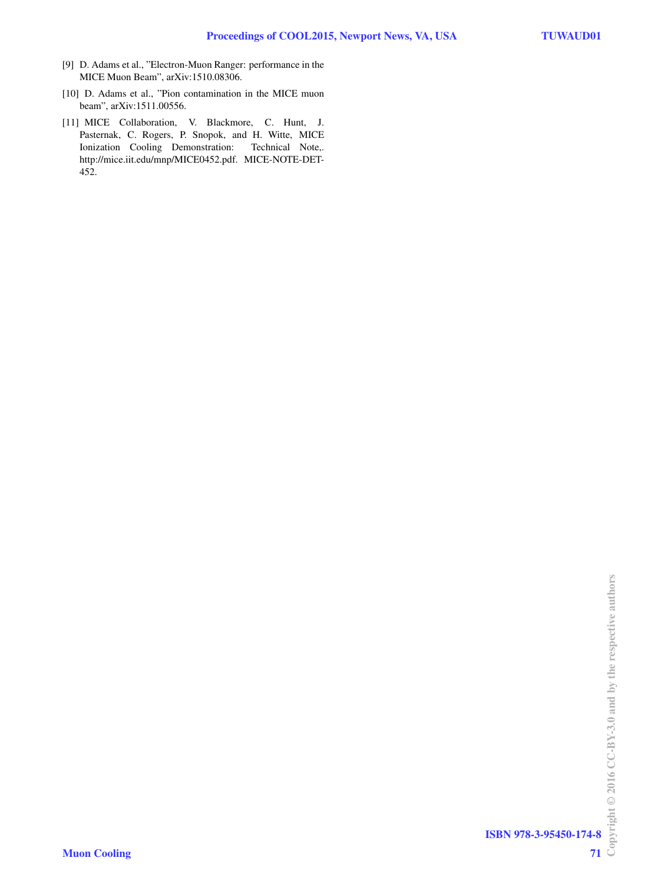[9] D. Adams et al., "Electron-Muon Ranger: performance in the MICE Muon Beam", arXiv:1510.08306.

[10] D. Adams et al., "Pion contamination in the MICE muon beam", arXiv:1511.00556.

[11] MICE Collaboration, V. Blackmore, C. Hunt, J. Pasternak, C. Rogers, P. Snopok, and H. Witte, MICE Ionization Cooling Demonstration: Technical Note,. http://mice.iit.edu/mnp/MICE0452.pdf. MICE-NOTE-DET-452.